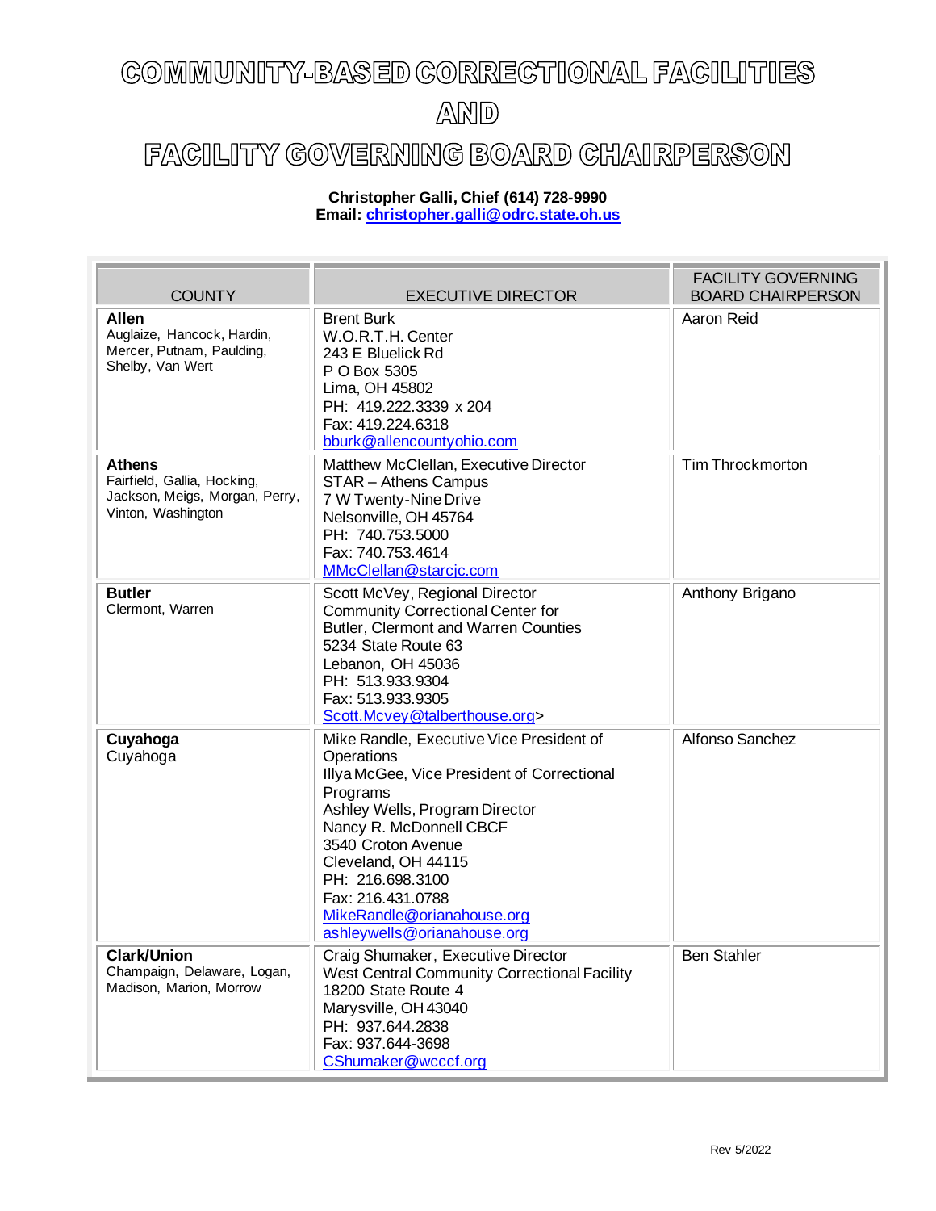# COMMUNITY-BASED CORRECTIONAL FACILITIES AND FACILITY GOVERNING BOARD CHAIRPERSON

**Christopher Galli, Chief (614) 728-9990**
**Email: christopher.galli@odrc.state.oh.us**

| COUNTY | EXECUTIVE DIRECTOR | FACILITY GOVERNING BOARD CHAIRPERSON |
|---|---|---|
| **Allen**<br>Auglaize, Hancock, Hardin, Mercer, Putnam, Paulding, Shelby, Van Wert | Brent Burk<br>W.O.R.T.H. Center<br>243 E Bluelick Rd<br>P O Box 5305<br>Lima, OH 45802<br>PH: 419.222.3339 x 204<br>Fax: 419.224.6318<br>bburk@allencountyohio.com | Aaron Reid |
| **Athens**<br>Fairfield, Gallia, Hocking, Jackson, Meigs, Morgan, Perry, Vinton, Washington | Matthew McClellan, Executive Director<br>STAR – Athens Campus<br>7 W Twenty-Nine Drive<br>Nelsonville, OH 45764<br>PH: 740.753.5000<br>Fax: 740.753.4614<br>MMcClellan@starcjc.com | Tim Throckmorton |
| **Butler**<br>Clermont, Warren | Scott McVey, Regional Director<br>Community Correctional Center for Butler, Clermont and Warren Counties<br>5234 State Route 63<br>Lebanon, OH 45036<br>PH: 513.933.9304<br>Fax: 513.933.9305<br>Scott.Mcvey@talberthouse.org> | Anthony Brigano |
| **Cuyahoga**<br>Cuyahoga | Mike Randle, Executive Vice President of Operations<br>Illya McGee, Vice President of Correctional Programs<br>Ashley Wells, Program Director<br>Nancy R. McDonnell CBCF<br>3540 Croton Avenue<br>Cleveland, OH 44115<br>PH: 216.698.3100<br>Fax: 216.431.0788<br>MikeRandle@orianahouse.org<br>ashleywells@orianahouse.org | Alfonso Sanchez |
| **Clark/Union**<br>Champaign, Delaware, Logan, Madison, Marion, Morrow | Craig Shumaker, Executive Director<br>West Central Community Correctional Facility<br>18200 State Route 4<br>Marysville, OH 43040<br>PH: 937.644.2838<br>Fax: 937.644-3698<br>CShumaker@wcccf.org | Ben Stahler |

Rev 5/2022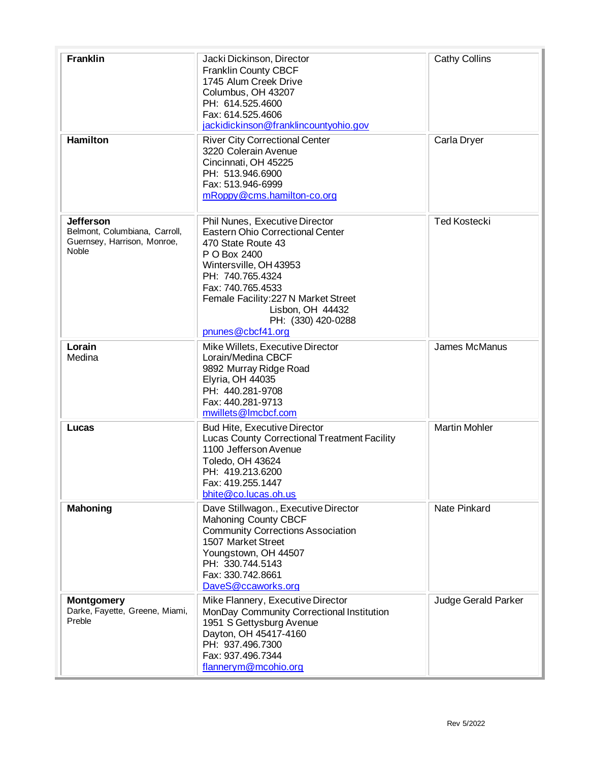| | | |
|---|---|---|
| **Franklin** | Jacki Dickinson, Director<br>Franklin County CBCF<br>1745 Alum Creek Drive<br>Columbus, OH 43207<br>PH: 614.525.4600<br>Fax: 614.525.4606<br>jackidickinson@franklincountyohio.gov | Cathy Collins |
| **Hamilton** | River City Correctional Center<br>3220 Colerain Avenue<br>Cincinnati, OH 45225<br>PH: 513.946.6900<br>Fax: 513.946-6999<br>mRoppy@cms.hamilton-co.org | Carla Dryer |
| **Jefferson**<br>Belmont, Columbiana, Carroll, Guernsey, Harrison, Monroe, Noble | Phil Nunes, Executive Director<br>Eastern Ohio Correctional Center<br>470 State Route 43<br>P O Box 2400<br>Wintersville, OH 43953<br>PH: 740.765.4324<br>Fax: 740.765.4533<br>Female Facility:227 N Market Street<br>Lisbon, OH 44432<br>PH: (330) 420-0288<br>pnunes@cbcf41.org | Ted Kostecki |
| **Lorain**<br>Medina | Mike Willets, Executive Director<br>Lorain/Medina CBCF<br>9892 Murray Ridge Road<br>Elyria, OH 44035<br>PH: 440.281-9708<br>Fax: 440.281-9713<br>mwillets@lmcbcf.com | James McManus |
| **Lucas** | Bud Hite, Executive Director<br>Lucas County Correctional Treatment Facility<br>1100 Jefferson Avenue<br>Toledo, OH 43624<br>PH: 419.213.6200<br>Fax: 419.255.1447<br>bhite@co.lucas.oh.us | Martin Mohler |
| **Mahoning** | Dave Stillwagon., Executive Director<br>Mahoning County CBCF<br>Community Corrections Association<br>1507 Market Street<br>Youngstown, OH 44507<br>PH: 330.744.5143<br>Fax: 330.742.8661<br>DaveS@ccaworks.org | Nate Pinkard |
| **Montgomery**<br>Darke, Fayette, Greene, Miami, Preble | Mike Flannery, Executive Director<br>MonDay Community Correctional Institution<br>1951 S Gettysburg Avenue<br>Dayton, OH 45417-4160<br>PH: 937.496.7300<br>Fax: 937.496.7344<br>flannerym@mcohio.org | Judge Gerald Parker |

Rev 5/2022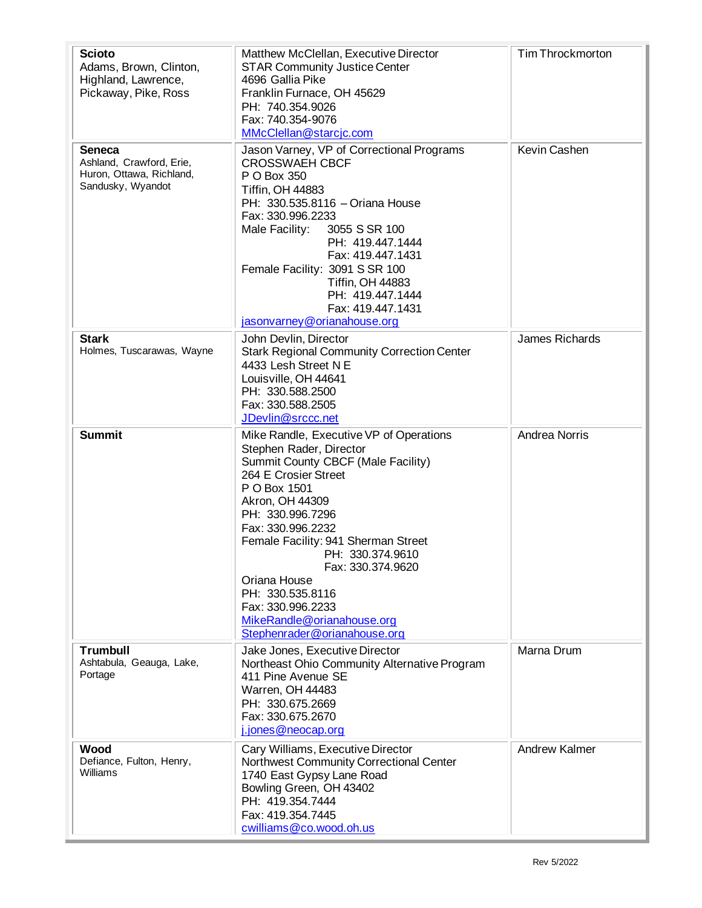| | | |
|---|---|---|
| **Scioto**<br>Adams, Brown, Clinton, Highland, Lawrence, Pickaway, Pike, Ross | Matthew McClellan, Executive Director<br>STAR Community Justice Center<br>4696 Gallia Pike<br>Franklin Furnace, OH 45629<br>PH: 740.354.9026<br>Fax: 740.354-9076<br>MMcClellan@starcjc.com | Tim Throckmorton |
| **Seneca**<br>Ashland, Crawford, Erie, Huron, Ottawa, Richland, Sandusky, Wyandot | Jason Varney, VP of Correctional Programs<br>CROSSWAEH CBCF<br>P O Box 350<br>Tiffin, OH 44883<br>PH: 330.535.8116 – Oriana House<br>Fax: 330.996.2233<br>Male Facility: 3055 S SR 100<br>PH: 419.447.1444<br>Fax: 419.447.1431<br>Female Facility: 3091 S SR 100<br>Tiffin, OH 44883<br>PH: 419.447.1444<br>Fax: 419.447.1431<br>jasonvarney@orianahouse.org | Kevin Cashen |
| **Stark**<br>Holmes, Tuscarawas, Wayne | John Devlin, Director<br>Stark Regional Community Correction Center<br>4433 Lesh Street N E<br>Louisville, OH 44641<br>PH: 330.588.2500<br>Fax: 330.588.2505<br>JDevlin@srccc.net | James Richards |
| **Summit** | Mike Randle, Executive VP of Operations<br>Stephen Rader, Director<br>Summit County CBCF (Male Facility)<br>264 E Crosier Street<br>P O Box 1501<br>Akron, OH 44309<br>PH: 330.996.7296<br>Fax: 330.996.2232<br>Female Facility: 941 Sherman Street<br>PH: 330.374.9610<br>Fax: 330.374.9620<br>Oriana House<br>PH: 330.535.8116<br>Fax: 330.996.2233<br>MikeRandle@orianahouse.org<br>Stephenrader@orianahouse.org | Andrea Norris |
| **Trumbull**<br>Ashtabula, Geauga, Lake, Portage | Jake Jones, Executive Director<br>Northeast Ohio Community Alternative Program<br>411 Pine Avenue SE<br>Warren, OH 44483<br>PH: 330.675.2669<br>Fax: 330.675.2670<br>j.jones@neocap.org | Marna Drum |
| **Wood**<br>Defiance, Fulton, Henry, Williams | Cary Williams, Executive Director<br>Northwest Community Correctional Center<br>1740 East Gypsy Lane Road<br>Bowling Green, OH 43402<br>PH: 419.354.7444<br>Fax: 419.354.7445<br>cwilliams@co.wood.oh.us | Andrew Kalmer |

Rev 5/2022